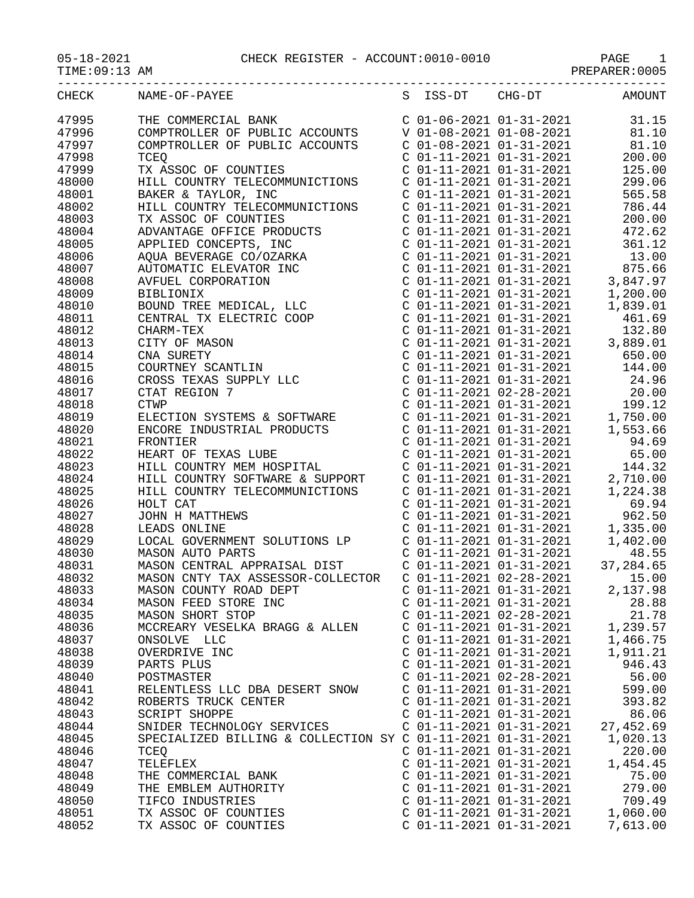05-18-2021 CHECK REGISTER - ACCOUNT:0010-0010 PAGE 1
TIME:09:13 AM PREPARER:0005

| CHECK | NAME-OF-PAYEE | S | ISS-DT | CHG-DT | AMOUNT |
|---|---|---|---|---|---|
| 47995 | THE COMMERCIAL BANK | C | 01-06-2021 | 01-31-2021 | 31.15 |
| 47996 | COMPTROLLER OF PUBLIC ACCOUNTS | V | 01-08-2021 | 01-08-2021 | 81.10 |
| 47997 | COMPTROLLER OF PUBLIC ACCOUNTS | C | 01-08-2021 | 01-31-2021 | 81.10 |
| 47998 | TCEQ | C | 01-11-2021 | 01-31-2021 | 200.00 |
| 47999 | TX ASSOC OF COUNTIES | C | 01-11-2021 | 01-31-2021 | 125.00 |
| 48000 | HILL COUNTRY TELECOMMUNICTIONS | C | 01-11-2021 | 01-31-2021 | 299.06 |
| 48001 | BAKER & TAYLOR, INC | C | 01-11-2021 | 01-31-2021 | 565.58 |
| 48002 | HILL COUNTRY TELECOMMUNICTIONS | C | 01-11-2021 | 01-31-2021 | 786.44 |
| 48003 | TX ASSOC OF COUNTIES | C | 01-11-2021 | 01-31-2021 | 200.00 |
| 48004 | ADVANTAGE OFFICE PRODUCTS | C | 01-11-2021 | 01-31-2021 | 472.62 |
| 48005 | APPLIED CONCEPTS, INC | C | 01-11-2021 | 01-31-2021 | 361.12 |
| 48006 | AQUA BEVERAGE CO/OZARKA | C | 01-11-2021 | 01-31-2021 | 13.00 |
| 48007 | AUTOMATIC ELEVATOR INC | C | 01-11-2021 | 01-31-2021 | 875.66 |
| 48008 | AVFUEL CORPORATION | C | 01-11-2021 | 01-31-2021 | 3,847.97 |
| 48009 | BIBLIONIX | C | 01-11-2021 | 01-31-2021 | 1,200.00 |
| 48010 | BOUND TREE MEDICAL, LLC | C | 01-11-2021 | 01-31-2021 | 1,839.01 |
| 48011 | CENTRAL TX ELECTRIC COOP | C | 01-11-2021 | 01-31-2021 | 461.69 |
| 48012 | CHARM-TEX | C | 01-11-2021 | 01-31-2021 | 132.80 |
| 48013 | CITY OF MASON | C | 01-11-2021 | 01-31-2021 | 3,889.01 |
| 48014 | CNA SURETY | C | 01-11-2021 | 01-31-2021 | 650.00 |
| 48015 | COURTNEY SCANTLIN | C | 01-11-2021 | 01-31-2021 | 144.00 |
| 48016 | CROSS TEXAS SUPPLY LLC | C | 01-11-2021 | 01-31-2021 | 24.96 |
| 48017 | CTAT REGION 7 | C | 01-11-2021 | 02-28-2021 | 20.00 |
| 48018 | CTWP | C | 01-11-2021 | 01-31-2021 | 199.12 |
| 48019 | ELECTION SYSTEMS & SOFTWARE | C | 01-11-2021 | 01-31-2021 | 1,750.00 |
| 48020 | ENCORE INDUSTRIAL PRODUCTS | C | 01-11-2021 | 01-31-2021 | 1,553.66 |
| 48021 | FRONTIER | C | 01-11-2021 | 01-31-2021 | 94.69 |
| 48022 | HEART OF TEXAS LUBE | C | 01-11-2021 | 01-31-2021 | 65.00 |
| 48023 | HILL COUNTRY MEM HOSPITAL | C | 01-11-2021 | 01-31-2021 | 144.32 |
| 48024 | HILL COUNTRY SOFTWARE & SUPPORT | C | 01-11-2021 | 01-31-2021 | 2,710.00 |
| 48025 | HILL COUNTRY TELECOMMUNICTIONS | C | 01-11-2021 | 01-31-2021 | 1,224.38 |
| 48026 | HOLT CAT | C | 01-11-2021 | 01-31-2021 | 69.94 |
| 48027 | JOHN H MATTHEWS | C | 01-11-2021 | 01-31-2021 | 962.50 |
| 48028 | LEADS ONLINE | C | 01-11-2021 | 01-31-2021 | 1,335.00 |
| 48029 | LOCAL GOVERNMENT SOLUTIONS LP | C | 01-11-2021 | 01-31-2021 | 1,402.00 |
| 48030 | MASON AUTO PARTS | C | 01-11-2021 | 01-31-2021 | 48.55 |
| 48031 | MASON CENTRAL APPRAISAL DIST | C | 01-11-2021 | 01-31-2021 | 37,284.65 |
| 48032 | MASON CNTY TAX ASSESSOR-COLLECTOR | C | 01-11-2021 | 02-28-2021 | 15.00 |
| 48033 | MASON COUNTY ROAD DEPT | C | 01-11-2021 | 01-31-2021 | 2,137.98 |
| 48034 | MASON FEED STORE INC | C | 01-11-2021 | 01-31-2021 | 28.88 |
| 48035 | MASON SHORT STOP | C | 01-11-2021 | 02-28-2021 | 21.78 |
| 48036 | MCCREARY VESELKA BRAGG & ALLEN | C | 01-11-2021 | 01-31-2021 | 1,239.57 |
| 48037 | ONSOLVE LLC | C | 01-11-2021 | 01-31-2021 | 1,466.75 |
| 48038 | OVERDRIVE INC | C | 01-11-2021 | 01-31-2021 | 1,911.21 |
| 48039 | PARTS PLUS | C | 01-11-2021 | 01-31-2021 | 946.43 |
| 48040 | POSTMASTER | C | 01-11-2021 | 02-28-2021 | 56.00 |
| 48041 | RELENTLESS LLC DBA DESERT SNOW | C | 01-11-2021 | 01-31-2021 | 599.00 |
| 48042 | ROBERTS TRUCK CENTER | C | 01-11-2021 | 01-31-2021 | 393.82 |
| 48043 | SCRIPT SHOPPE | C | 01-11-2021 | 01-31-2021 | 86.06 |
| 48044 | SNIDER TECHNOLOGY SERVICES | C | 01-11-2021 | 01-31-2021 | 27,452.69 |
| 48045 | SPECIALIZED BILLING & COLLECTION SY | C | 01-11-2021 | 01-31-2021 | 1,020.13 |
| 48046 | TCEQ | C | 01-11-2021 | 01-31-2021 | 220.00 |
| 48047 | TELEFLEX | C | 01-11-2021 | 01-31-2021 | 1,454.45 |
| 48048 | THE COMMERCIAL BANK | C | 01-11-2021 | 01-31-2021 | 75.00 |
| 48049 | THE EMBLEM AUTHORITY | C | 01-11-2021 | 01-31-2021 | 279.00 |
| 48050 | TIFCO INDUSTRIES | C | 01-11-2021 | 01-31-2021 | 709.49 |
| 48051 | TX ASSOC OF COUNTIES | C | 01-11-2021 | 01-31-2021 | 1,060.00 |
| 48052 | TX ASSOC OF COUNTIES | C | 01-11-2021 | 01-31-2021 | 7,613.00 |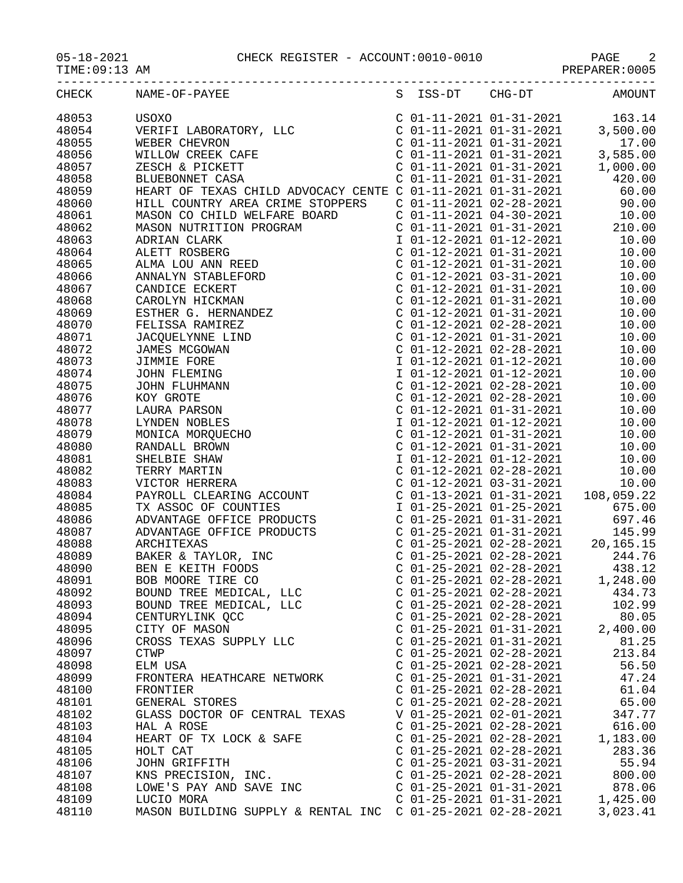05-18-2021 CHECK REGISTER - ACCOUNT:0010-0010

TIME:09:13 AM PREPARER:0005

| CHECK | NAME-OF-PAYEE | S | ISS-DT | CHG-DT | AMOUNT |
|---|---|---|---|---|---|
| 48053 | USOXO | C | 01-11-2021 | 01-31-2021 | 163.14 |
| 48054 | VERIFI LABORATORY, LLC | C | 01-11-2021 | 01-31-2021 | 3,500.00 |
| 48055 | WEBER CHEVRON | C | 01-11-2021 | 01-31-2021 | 17.00 |
| 48056 | WILLOW CREEK CAFE | C | 01-11-2021 | 01-31-2021 | 3,585.00 |
| 48057 | ZESCH & PICKETT | C | 01-11-2021 | 01-31-2021 | 1,000.00 |
| 48058 | BLUEBONNET CASA | C | 01-11-2021 | 01-31-2021 | 420.00 |
| 48059 | HEART OF TEXAS CHILD ADVOCACY CENTE | C | 01-11-2021 | 01-31-2021 | 60.00 |
| 48060 | HILL COUNTRY AREA CRIME STOPPERS | C | 01-11-2021 | 02-28-2021 | 90.00 |
| 48061 | MASON CO CHILD WELFARE BOARD | C | 01-11-2021 | 04-30-2021 | 10.00 |
| 48062 | MASON NUTRITION PROGRAM | C | 01-11-2021 | 01-31-2021 | 210.00 |
| 48063 | ADRIAN CLARK | I | 01-12-2021 | 01-12-2021 | 10.00 |
| 48064 | ALETT ROSBERG | C | 01-12-2021 | 01-31-2021 | 10.00 |
| 48065 | ALMA LOU ANN REED | C | 01-12-2021 | 01-31-2021 | 10.00 |
| 48066 | ANNALYN STABLEFORD | C | 01-12-2021 | 03-31-2021 | 10.00 |
| 48067 | CANDICE ECKERT | C | 01-12-2021 | 01-31-2021 | 10.00 |
| 48068 | CAROLYN HICKMAN | C | 01-12-2021 | 01-31-2021 | 10.00 |
| 48069 | ESTHER G. HERNANDEZ | C | 01-12-2021 | 01-31-2021 | 10.00 |
| 48070 | FELISSA RAMIREZ | C | 01-12-2021 | 02-28-2021 | 10.00 |
| 48071 | JACQUELYNNE LIND | C | 01-12-2021 | 01-31-2021 | 10.00 |
| 48072 | JAMES MCGOWAN | C | 01-12-2021 | 02-28-2021 | 10.00 |
| 48073 | JIMMIE FORE | I | 01-12-2021 | 01-12-2021 | 10.00 |
| 48074 | JOHN FLEMING | I | 01-12-2021 | 01-12-2021 | 10.00 |
| 48075 | JOHN FLUHMANN | C | 01-12-2021 | 02-28-2021 | 10.00 |
| 48076 | KOY GROTE | C | 01-12-2021 | 02-28-2021 | 10.00 |
| 48077 | LAURA PARSON | C | 01-12-2021 | 01-31-2021 | 10.00 |
| 48078 | LYNDEN NOBLES | I | 01-12-2021 | 01-12-2021 | 10.00 |
| 48079 | MONICA MORQUECHO | C | 01-12-2021 | 01-31-2021 | 10.00 |
| 48080 | RANDALL BROWN | C | 01-12-2021 | 01-31-2021 | 10.00 |
| 48081 | SHELBIE SHAW | I | 01-12-2021 | 01-12-2021 | 10.00 |
| 48082 | TERRY MARTIN | C | 01-12-2021 | 02-28-2021 | 10.00 |
| 48083 | VICTOR HERRERA | C | 01-12-2021 | 03-31-2021 | 10.00 |
| 48084 | PAYROLL CLEARING ACCOUNT | C | 01-13-2021 | 01-31-2021 | 108,059.22 |
| 48085 | TX ASSOC OF COUNTIES | I | 01-25-2021 | 01-25-2021 | 675.00 |
| 48086 | ADVANTAGE OFFICE PRODUCTS | C | 01-25-2021 | 01-31-2021 | 697.46 |
| 48087 | ADVANTAGE OFFICE PRODUCTS | C | 01-25-2021 | 01-31-2021 | 145.99 |
| 48088 | ARCHITEXAS | C | 01-25-2021 | 02-28-2021 | 20,165.15 |
| 48089 | BAKER & TAYLOR, INC | C | 01-25-2021 | 02-28-2021 | 244.76 |
| 48090 | BEN E KEITH FOODS | C | 01-25-2021 | 02-28-2021 | 438.12 |
| 48091 | BOB MOORE TIRE CO | C | 01-25-2021 | 02-28-2021 | 1,248.00 |
| 48092 | BOUND TREE MEDICAL, LLC | C | 01-25-2021 | 02-28-2021 | 434.73 |
| 48093 | BOUND TREE MEDICAL, LLC | C | 01-25-2021 | 02-28-2021 | 102.99 |
| 48094 | CENTURYLINK QCC | C | 01-25-2021 | 02-28-2021 | 80.05 |
| 48095 | CITY OF MASON | C | 01-25-2021 | 01-31-2021 | 2,400.00 |
| 48096 | CROSS TEXAS SUPPLY LLC | C | 01-25-2021 | 01-31-2021 | 81.25 |
| 48097 | CTWP | C | 01-25-2021 | 02-28-2021 | 213.84 |
| 48098 | ELM USA | C | 01-25-2021 | 02-28-2021 | 56.50 |
| 48099 | FRONTERA HEATHCARE NETWORK | C | 01-25-2021 | 01-31-2021 | 47.24 |
| 48100 | FRONTIER | C | 01-25-2021 | 02-28-2021 | 61.04 |
| 48101 | GENERAL STORES | C | 01-25-2021 | 02-28-2021 | 65.00 |
| 48102 | GLASS DOCTOR OF CENTRAL TEXAS | V | 01-25-2021 | 02-01-2021 | 347.77 |
| 48103 | HAL A ROSE | C | 01-25-2021 | 02-28-2021 | 616.00 |
| 48104 | HEART OF TX LOCK & SAFE | C | 01-25-2021 | 02-28-2021 | 1,183.00 |
| 48105 | HOLT CAT | C | 01-25-2021 | 02-28-2021 | 283.36 |
| 48106 | JOHN GRIFFITH | C | 01-25-2021 | 03-31-2021 | 55.94 |
| 48107 | KNS PRECISION, INC. | C | 01-25-2021 | 02-28-2021 | 800.00 |
| 48108 | LOWE'S PAY AND SAVE INC | C | 01-25-2021 | 01-31-2021 | 878.06 |
| 48109 | LUCIO MORA | C | 01-25-2021 | 01-31-2021 | 1,425.00 |
| 48110 | MASON BUILDING SUPPLY & RENTAL INC | C | 01-25-2021 | 02-28-2021 | 3,023.41 |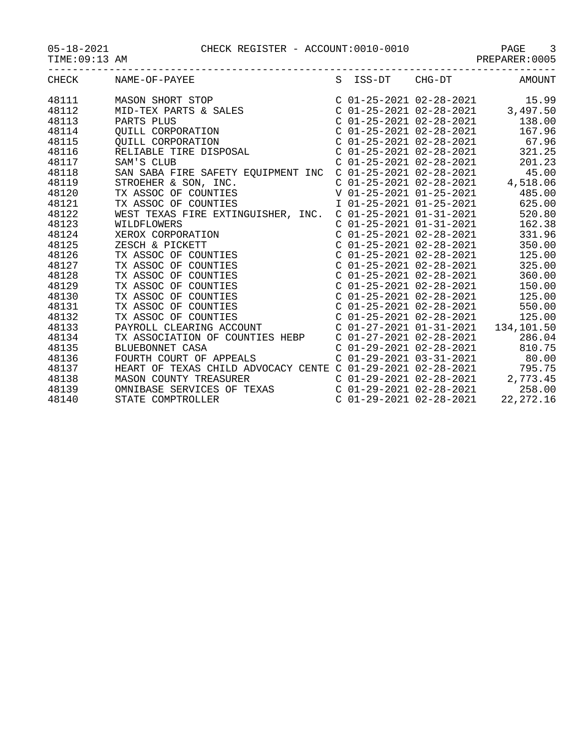CHECK REGISTER - ACCOUNT:0010-0010

PREPARER:0005

| CHECK | NAME-OF-PAYEE | S | ISS-DT | CHG-DT | AMOUNT |
|---|---|---|---|---|---|
| 48111 | MASON SHORT STOP | C | 01-25-2021 | 02-28-2021 | 15.99 |
| 48112 | MID-TEX PARTS & SALES | C | 01-25-2021 | 02-28-2021 | 3,497.50 |
| 48113 | PARTS PLUS | C | 01-25-2021 | 02-28-2021 | 138.00 |
| 48114 | QUILL CORPORATION | C | 01-25-2021 | 02-28-2021 | 167.96 |
| 48115 | QUILL CORPORATION | C | 01-25-2021 | 02-28-2021 | 67.96 |
| 48116 | RELIABLE TIRE DISPOSAL | C | 01-25-2021 | 02-28-2021 | 321.25 |
| 48117 | SAM'S CLUB | C | 01-25-2021 | 02-28-2021 | 201.23 |
| 48118 | SAN SABA FIRE SAFETY EQUIPMENT INC | C | 01-25-2021 | 02-28-2021 | 45.00 |
| 48119 | STROEHER & SON, INC. | C | 01-25-2021 | 02-28-2021 | 4,518.06 |
| 48120 | TX ASSOC OF COUNTIES | V | 01-25-2021 | 01-25-2021 | 485.00 |
| 48121 | TX ASSOC OF COUNTIES | I | 01-25-2021 | 01-25-2021 | 625.00 |
| 48122 | WEST TEXAS FIRE EXTINGUISHER, INC. | C | 01-25-2021 | 01-31-2021 | 520.80 |
| 48123 | WILDFLOWERS | C | 01-25-2021 | 01-31-2021 | 162.38 |
| 48124 | XEROX CORPORATION | C | 01-25-2021 | 02-28-2021 | 331.96 |
| 48125 | ZESCH & PICKETT | C | 01-25-2021 | 02-28-2021 | 350.00 |
| 48126 | TX ASSOC OF COUNTIES | C | 01-25-2021 | 02-28-2021 | 125.00 |
| 48127 | TX ASSOC OF COUNTIES | C | 01-25-2021 | 02-28-2021 | 325.00 |
| 48128 | TX ASSOC OF COUNTIES | C | 01-25-2021 | 02-28-2021 | 360.00 |
| 48129 | TX ASSOC OF COUNTIES | C | 01-25-2021 | 02-28-2021 | 150.00 |
| 48130 | TX ASSOC OF COUNTIES | C | 01-25-2021 | 02-28-2021 | 125.00 |
| 48131 | TX ASSOC OF COUNTIES | C | 01-25-2021 | 02-28-2021 | 550.00 |
| 48132 | TX ASSOC OF COUNTIES | C | 01-25-2021 | 02-28-2021 | 125.00 |
| 48133 | PAYROLL CLEARING ACCOUNT | C | 01-27-2021 | 01-31-2021 | 134,101.50 |
| 48134 | TX ASSOCIATION OF COUNTIES HEBP | C | 01-27-2021 | 02-28-2021 | 286.04 |
| 48135 | BLUEBONNET CASA | C | 01-29-2021 | 02-28-2021 | 810.75 |
| 48136 | FOURTH COURT OF APPEALS | C | 01-29-2021 | 03-31-2021 | 80.00 |
| 48137 | HEART OF TEXAS CHILD ADVOCACY CENTE | C | 01-29-2021 | 02-28-2021 | 795.75 |
| 48138 | MASON COUNTY TREASURER | C | 01-29-2021 | 02-28-2021 | 2,773.45 |
| 48139 | OMNIBASE SERVICES OF TEXAS | C | 01-29-2021 | 02-28-2021 | 258.00 |
| 48140 | STATE COMPTROLLER | C | 01-29-2021 | 02-28-2021 | 22,272.16 |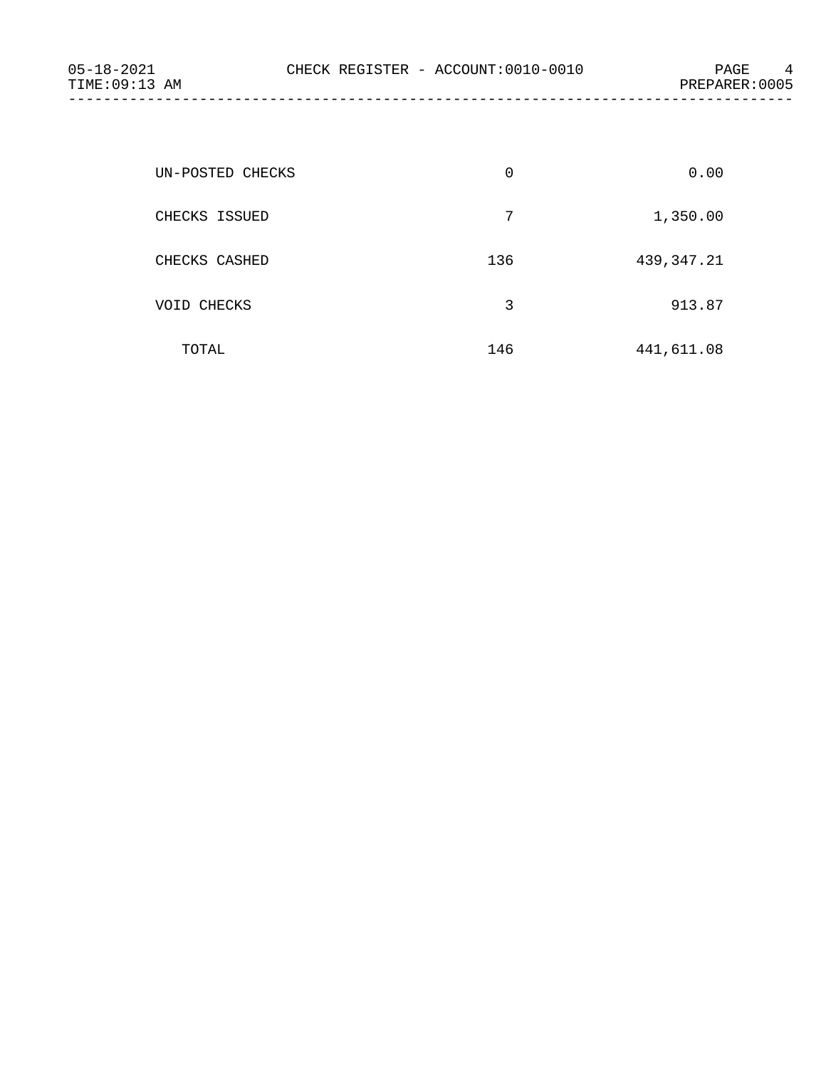| | | |
|---|---|---|
| UN-POSTED CHECKS | 0 | 0.00 |
| CHECKS ISSUED | 7 | 1,350.00 |
| CHECKS CASHED | 136 | 439,347.21 |
| VOID CHECKS | 3 | 913.87 |
| TOTAL | 146 | 441,611.08 |